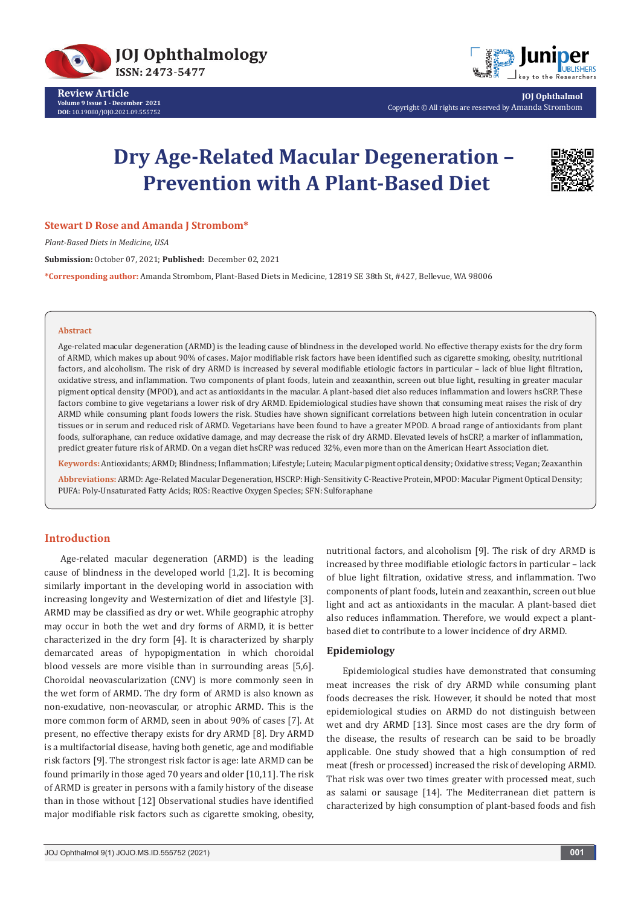Review Article
Volume 9 Issue 1 - December 2021
DOI: 10.19080/JOJO.2021.09.555752

JOJ Ophthalmol
Copyright © All rights are reserved by Amanda Strombom

# Dry Age-Related Macular Degeneration – Prevention with A Plant-Based Diet

**Stewart D Rose and Amanda J Strombom***

*Plant-Based Diets in Medicine, USA*

**Submission:** October 07, 2021; **Published:** December 02, 2021

***Corresponding author:** Amanda Strombom, Plant-Based Diets in Medicine, 12819 SE 38th St, #427, Bellevue, WA 98006

## Abstract

Age-related macular degeneration (ARMD) is the leading cause of blindness in the developed world. No effective therapy exists for the dry form of ARMD, which makes up about 90% of cases. Major modifiable risk factors have been identified such as cigarette smoking, obesity, nutritional factors, and alcoholism. The risk of dry ARMD is increased by several modifiable etiologic factors in particular – lack of blue light filtration, oxidative stress, and inflammation. Two components of plant foods, lutein and zeaxanthin, screen out blue light, resulting in greater macular pigment optical density (MPOD), and act as antioxidants in the macular. A plant-based diet also reduces inflammation and lowers hsCRP. These factors combine to give vegetarians a lower risk of dry ARMD. Epidemiological studies have shown that consuming meat raises the risk of dry ARMD while consuming plant foods lowers the risk. Studies have shown significant correlations between high lutein concentration in ocular tissues or in serum and reduced risk of ARMD. Vegetarians have been found to have a greater MPOD. A broad range of antioxidants from plant foods, sulforaphane, can reduce oxidative damage, and may decrease the risk of dry ARMD. Elevated levels of hsCRP, a marker of inflammation, predict greater future risk of ARMD. On a vegan diet hsCRP was reduced 32%, even more than on the American Heart Association diet.

**Keywords:** Antioxidants; ARMD; Blindness; Inflammation; Lifestyle; Lutein; Macular pigment optical density; Oxidative stress; Vegan; Zeaxanthin

**Abbreviations:** ARMD: Age-Related Macular Degeneration, HSCRP: High-Sensitivity C-Reactive Protein, MPOD: Macular Pigment Optical Density; PUFA: Poly-Unsaturated Fatty Acids; ROS: Reactive Oxygen Species; SFN: Sulforaphane

## Introduction

Age-related macular degeneration (ARMD) is the leading cause of blindness in the developed world [1,2]. It is becoming similarly important in the developing world in association with increasing longevity and Westernization of diet and lifestyle [3]. ARMD may be classified as dry or wet. While geographic atrophy may occur in both the wet and dry forms of ARMD, it is better characterized in the dry form [4]. It is characterized by sharply demarcated areas of hypopigmentation in which choroidal blood vessels are more visible than in surrounding areas [5,6]. Choroidal neovascularization (CNV) is more commonly seen in the wet form of ARMD. The dry form of ARMD is also known as non-exudative, non-neovascular, or atrophic ARMD. This is the more common form of ARMD, seen in about 90% of cases [7]. At present, no effective therapy exists for dry ARMD [8]. Dry ARMD is a multifactorial disease, having both genetic, age and modifiable risk factors [9]. The strongest risk factor is age: late ARMD can be found primarily in those aged 70 years and older [10,11]. The risk of ARMD is greater in persons with a family history of the disease than in those without [12] Observational studies have identified major modifiable risk factors such as cigarette smoking, obesity, nutritional factors, and alcoholism [9]. The risk of dry ARMD is increased by three modifiable etiologic factors in particular – lack of blue light filtration, oxidative stress, and inflammation. Two components of plant foods, lutein and zeaxanthin, screen out blue light and act as antioxidants in the macular. A plant-based diet also reduces inflammation. Therefore, we would expect a plant-based diet to contribute to a lower incidence of dry ARMD.

### Epidemiology

Epidemiological studies have demonstrated that consuming meat increases the risk of dry ARMD while consuming plant foods decreases the risk. However, it should be noted that most epidemiological studies on ARMD do not distinguish between wet and dry ARMD [13]. Since most cases are the dry form of the disease, the results of research can be said to be broadly applicable. One study showed that a high consumption of red meat (fresh or processed) increased the risk of developing ARMD. That risk was over two times greater with processed meat, such as salami or sausage [14]. The Mediterranean diet pattern is characterized by high consumption of plant-based foods and fish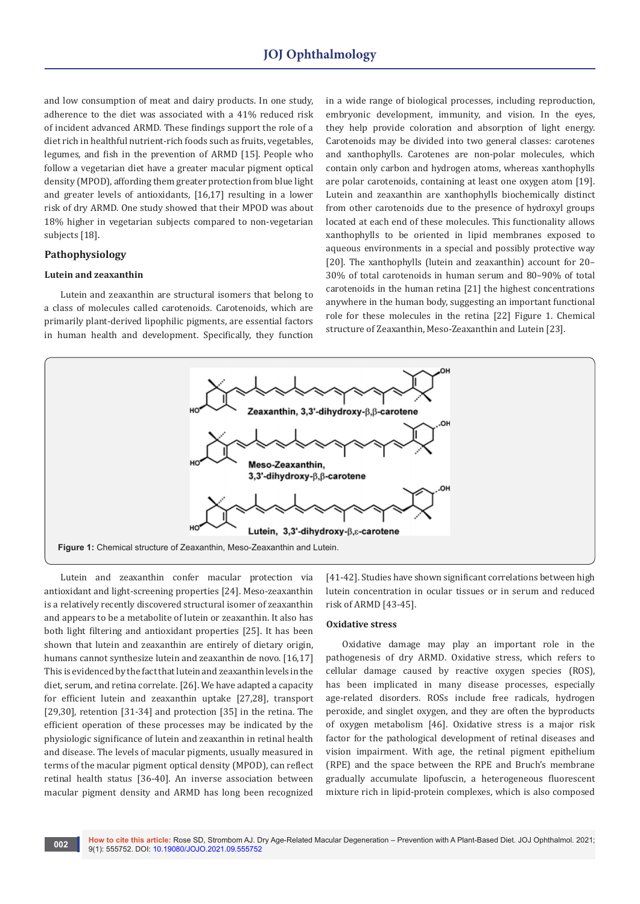and low consumption of meat and dairy products. In one study, adherence to the diet was associated with a 41% reduced risk of incident advanced ARMD. These findings support the role of a diet rich in healthful nutrient-rich foods such as fruits, vegetables, legumes, and fish in the prevention of ARMD [15]. People who follow a vegetarian diet have a greater macular pigment optical density (MPOD), affording them greater protection from blue light and greater levels of antioxidants, [16,17] resulting in a lower risk of dry ARMD. One study showed that their MPOD was about 18% higher in vegetarian subjects compared to non-vegetarian subjects [18].

## Pathophysiology

### Lutein and zeaxanthin

Lutein and zeaxanthin are structural isomers that belong to a class of molecules called carotenoids. Carotenoids, which are primarily plant-derived lipophilic pigments, are essential factors in human health and development. Specifically, they function in a wide range of biological processes, including reproduction, embryonic development, immunity, and vision. In the eyes, they help provide coloration and absorption of light energy. Carotenoids may be divided into two general classes: carotenes and xanthophylls. Carotenes are non-polar molecules, which contain only carbon and hydrogen atoms, whereas xanthophylls are polar carotenoids, containing at least one oxygen atom [19]. Lutein and zeaxanthin are xanthophylls biochemically distinct from other carotenoids due to the presence of hydroxyl groups located at each end of these molecules. This functionality allows xanthophylls to be oriented in lipid membranes exposed to aqueous environments in a special and possibly protective way [20]. The xanthophylls (lutein and zeaxanthin) account for 20–30% of total carotenoids in human serum and 80–90% of total carotenoids in the human retina [21] the highest concentrations anywhere in the human body, suggesting an important functional role for these molecules in the retina [22] Figure 1. Chemical structure of Zeaxanthin, Meso-Zeaxanthin and Lutein [23].

**Figure 1:** Chemical structure of Zeaxanthin, Meso-Zeaxanthin and Lutein.

Lutein and zeaxanthin confer macular protection via antioxidant and light-screening properties [24]. Meso-zeaxanthin is a relatively recently discovered structural isomer of zeaxanthin and appears to be a metabolite of lutein or zeaxanthin. It also has both light filtering and antioxidant properties [25]. It has been shown that lutein and zeaxanthin are entirely of dietary origin, humans cannot synthesize lutein and zeaxanthin de novo. [16,17] This is evidenced by the fact that lutein and zeaxanthin levels in the diet, serum, and retina correlate. [26]. We have adapted a capacity for efficient lutein and zeaxanthin uptake [27,28], transport [29,30], retention [31-34] and protection [35] in the retina. The efficient operation of these processes may be indicated by the physiologic significance of lutein and zeaxanthin in retinal health and disease. The levels of macular pigments, usually measured in terms of the macular pigment optical density (MPOD), can reflect retinal health status [36-40]. An inverse association between macular pigment density and ARMD has long been recognized [41-42]. Studies have shown significant correlations between high lutein concentration in ocular tissues or in serum and reduced risk of ARMD [43-45].

### Oxidative stress

Oxidative damage may play an important role in the pathogenesis of dry ARMD. Oxidative stress, which refers to cellular damage caused by reactive oxygen species (ROS), has been implicated in many disease processes, especially age-related disorders. ROSs include free radicals, hydrogen peroxide, and singlet oxygen, and they are often the byproducts of oxygen metabolism [46]. Oxidative stress is a major risk factor for the pathological development of retinal diseases and vision impairment. With age, the retinal pigment epithelium (RPE) and the space between the RPE and Bruch's membrane gradually accumulate lipofuscin, a heterogeneous fluorescent mixture rich in lipid-protein complexes, which is also composed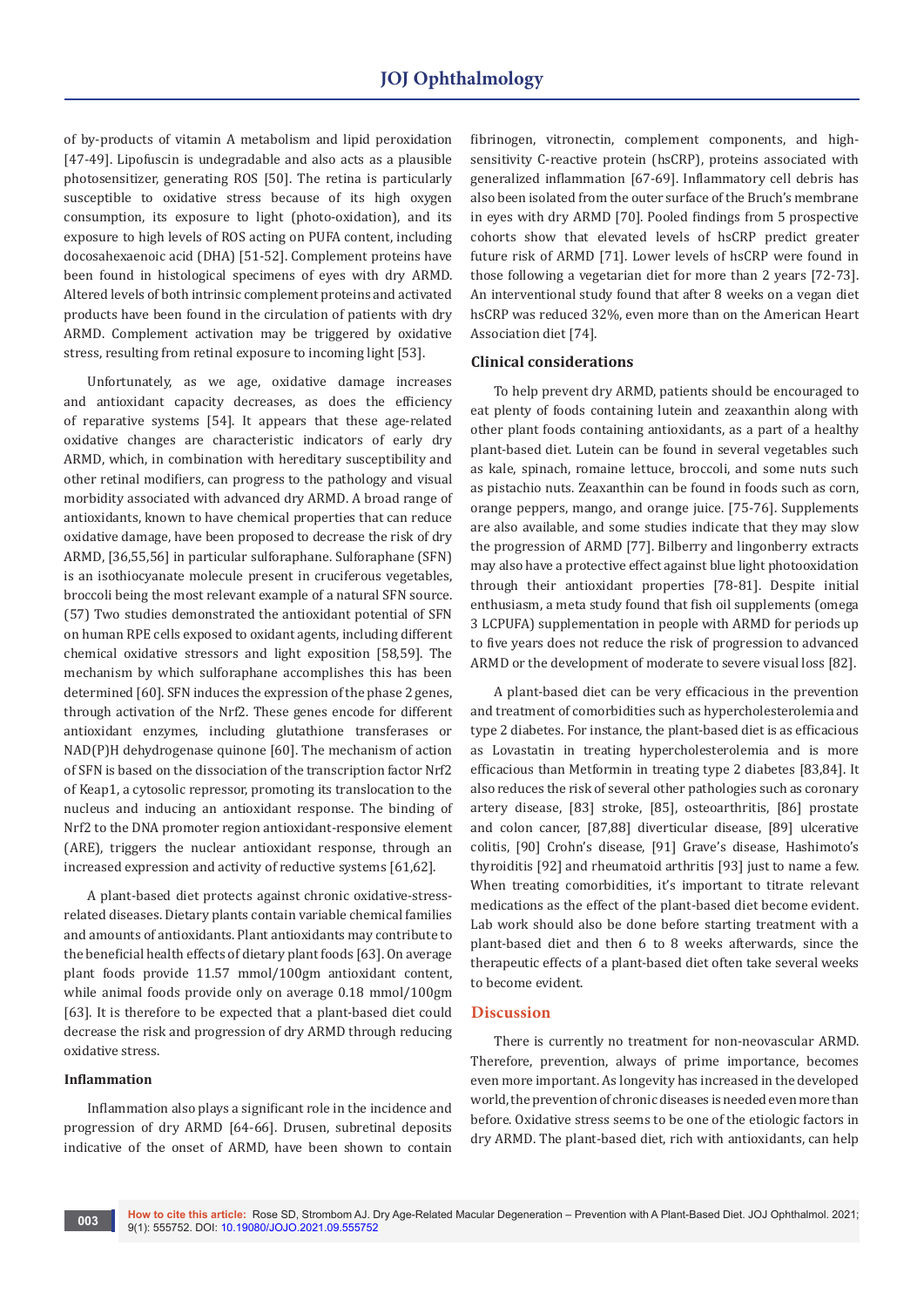of by-products of vitamin A metabolism and lipid peroxidation [47-49]. Lipofuscin is undegradable and also acts as a plausible photosensitizer, generating ROS [50]. The retina is particularly susceptible to oxidative stress because of its high oxygen consumption, its exposure to light (photo-oxidation), and its exposure to high levels of ROS acting on PUFA content, including docosahexaenoic acid (DHA) [51-52]. Complement proteins have been found in histological specimens of eyes with dry ARMD. Altered levels of both intrinsic complement proteins and activated products have been found in the circulation of patients with dry ARMD. Complement activation may be triggered by oxidative stress, resulting from retinal exposure to incoming light [53].

Unfortunately, as we age, oxidative damage increases and antioxidant capacity decreases, as does the efficiency of reparative systems [54]. It appears that these age-related oxidative changes are characteristic indicators of early dry ARMD, which, in combination with hereditary susceptibility and other retinal modifiers, can progress to the pathology and visual morbidity associated with advanced dry ARMD. A broad range of antioxidants, known to have chemical properties that can reduce oxidative damage, have been proposed to decrease the risk of dry ARMD, [36,55,56] in particular sulforaphane. Sulforaphane (SFN) is an isothiocyanate molecule present in cruciferous vegetables, broccoli being the most relevant example of a natural SFN source. (57) Two studies demonstrated the antioxidant potential of SFN on human RPE cells exposed to oxidant agents, including different chemical oxidative stressors and light exposition [58,59]. The mechanism by which sulforaphane accomplishes this has been determined [60]. SFN induces the expression of the phase 2 genes, through activation of the Nrf2. These genes encode for different antioxidant enzymes, including glutathione transferases or NAD(P)H dehydrogenase quinone [60]. The mechanism of action of SFN is based on the dissociation of the transcription factor Nrf2 of Keap1, a cytosolic repressor, promoting its translocation to the nucleus and inducing an antioxidant response. The binding of Nrf2 to the DNA promoter region antioxidant-responsive element (ARE), triggers the nuclear antioxidant response, through an increased expression and activity of reductive systems [61,62].

A plant-based diet protects against chronic oxidative-stress-related diseases. Dietary plants contain variable chemical families and amounts of antioxidants. Plant antioxidants may contribute to the beneficial health effects of dietary plant foods [63]. On average plant foods provide 11.57 mmol/100gm antioxidant content, while animal foods provide only on average 0.18 mmol/100gm [63]. It is therefore to be expected that a plant-based diet could decrease the risk and progression of dry ARMD through reducing oxidative stress.

### Inflammation

Inflammation also plays a significant role in the incidence and progression of dry ARMD [64-66]. Drusen, subretinal deposits indicative of the onset of ARMD, have been shown to contain fibrinogen, vitronectin, complement components, and high-sensitivity C-reactive protein (hsCRP), proteins associated with generalized inflammation [67-69]. Inflammatory cell debris has also been isolated from the outer surface of the Bruch's membrane in eyes with dry ARMD [70]. Pooled findings from 5 prospective cohorts show that elevated levels of hsCRP predict greater future risk of ARMD [71]. Lower levels of hsCRP were found in those following a vegetarian diet for more than 2 years [72-73]. An interventional study found that after 8 weeks on a vegan diet hsCRP was reduced 32%, even more than on the American Heart Association diet [74].

### Clinical considerations

To help prevent dry ARMD, patients should be encouraged to eat plenty of foods containing lutein and zeaxanthin along with other plant foods containing antioxidants, as a part of a healthy plant-based diet. Lutein can be found in several vegetables such as kale, spinach, romaine lettuce, broccoli, and some nuts such as pistachio nuts. Zeaxanthin can be found in foods such as corn, orange peppers, mango, and orange juice. [75-76]. Supplements are also available, and some studies indicate that they may slow the progression of ARMD [77]. Bilberry and lingonberry extracts may also have a protective effect against blue light photooxidation through their antioxidant properties [78-81]. Despite initial enthusiasm, a meta study found that fish oil supplements (omega 3 LCPUFA) supplementation in people with ARMD for periods up to five years does not reduce the risk of progression to advanced ARMD or the development of moderate to severe visual loss [82].

A plant-based diet can be very efficacious in the prevention and treatment of comorbidities such as hypercholesterolemia and type 2 diabetes. For instance, the plant-based diet is as efficacious as Lovastatin in treating hypercholesterolemia and is more efficacious than Metformin in treating type 2 diabetes [83,84]. It also reduces the risk of several other pathologies such as coronary artery disease, [83] stroke, [85], osteoarthritis, [86] prostate and colon cancer, [87,88] diverticular disease, [89] ulcerative colitis, [90] Crohn's disease, [91] Grave's disease, Hashimoto's thyroiditis [92] and rheumatoid arthritis [93] just to name a few. When treating comorbidities, it's important to titrate relevant medications as the effect of the plant-based diet become evident. Lab work should also be done before starting treatment with a plant-based diet and then 6 to 8 weeks afterwards, since the therapeutic effects of a plant-based diet often take several weeks to become evident.

## Discussion

There is currently no treatment for non-neovascular ARMD. Therefore, prevention, always of prime importance, becomes even more important. As longevity has increased in the developed world, the prevention of chronic diseases is needed even more than before. Oxidative stress seems to be one of the etiologic factors in dry ARMD. The plant-based diet, rich with antioxidants, can help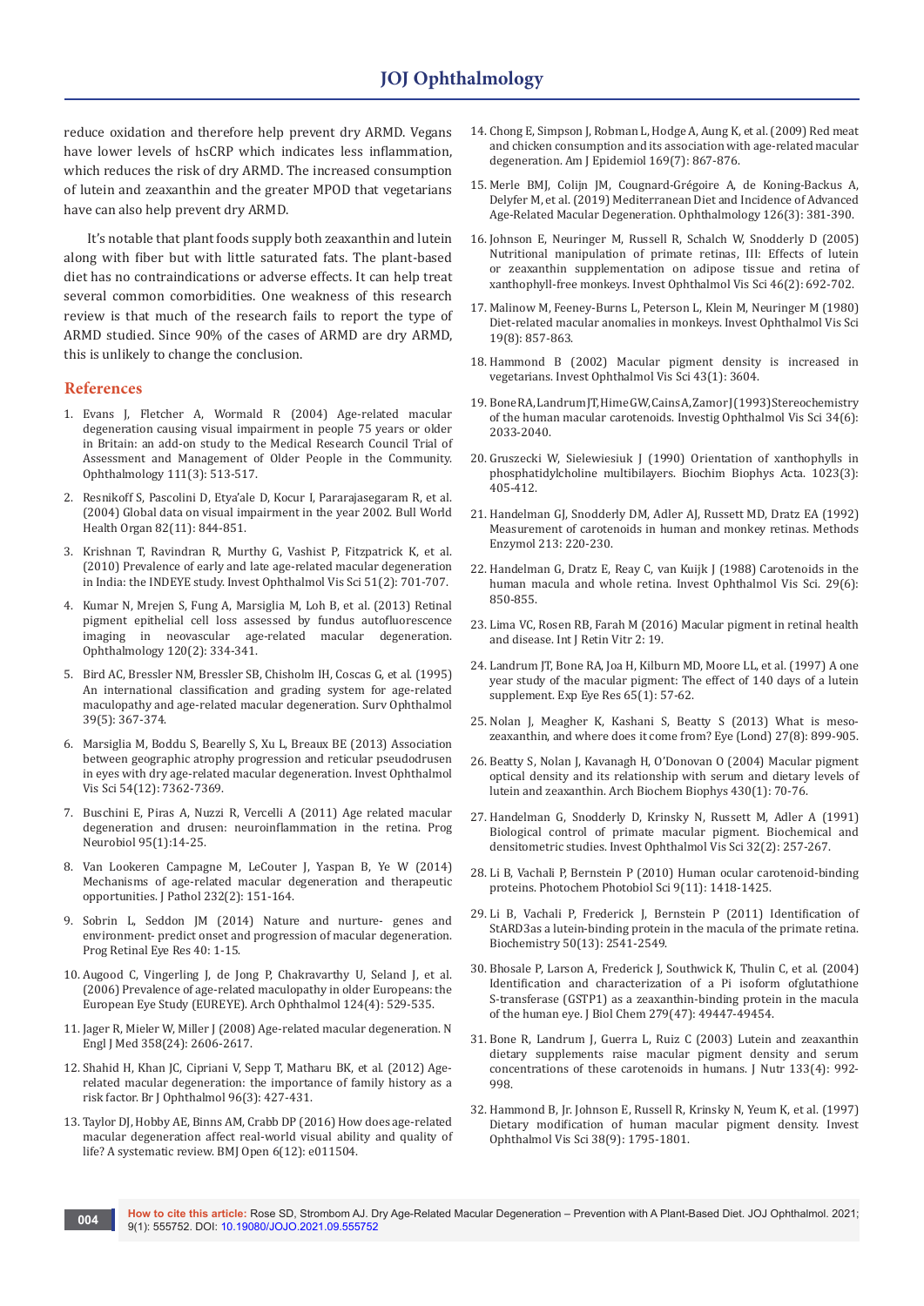reduce oxidation and therefore help prevent dry ARMD. Vegans have lower levels of hsCRP which indicates less inflammation, which reduces the risk of dry ARMD. The increased consumption of lutein and zeaxanthin and the greater MPOD that vegetarians have can also help prevent dry ARMD.

It's notable that plant foods supply both zeaxanthin and lutein along with fiber but with little saturated fats. The plant-based diet has no contraindications or adverse effects. It can help treat several common comorbidities. One weakness of this research review is that much of the research fails to report the type of ARMD studied. Since 90% of the cases of ARMD are dry ARMD, this is unlikely to change the conclusion.

## References

1. Evans J, Fletcher A, Wormald R (2004) Age-related macular degeneration causing visual impairment in people 75 years or older in Britain: an add-on study to the Medical Research Council Trial of Assessment and Management of Older People in the Community. Ophthalmology 111(3): 513-517.
2. Resnikoff S, Pascolini D, Etya'ale D, Kocur I, Pararajasegaram R, et al. (2004) Global data on visual impairment in the year 2002. Bull World Health Organ 82(11): 844-851.
3. Krishnan T, Ravindran R, Murthy G, Vashist P, Fitzpatrick K, et al. (2010) Prevalence of early and late age-related macular degeneration in India: the INDEYE study. Invest Ophthalmol Vis Sci 51(2): 701-707.
4. Kumar N, Mrejen S, Fung A, Marsiglia M, Loh B, et al. (2013) Retinal pigment epithelial cell loss assessed by fundus autofluorescence imaging in neovascular age-related macular degeneration. Ophthalmology 120(2): 334-341.
5. Bird AC, Bressler NM, Bressler SB, Chisholm IH, Coscas G, et al. (1995) An international classification and grading system for age-related maculopathy and age-related macular degeneration. Surv Ophthalmol 39(5): 367-374.
6. Marsiglia M, Boddu S, Bearelly S, Xu L, Breaux BE (2013) Association between geographic atrophy progression and reticular pseudodrusen in eyes with dry age-related macular degeneration. Invest Ophthalmol Vis Sci 54(12): 7362-7369.
7. Buschini E, Piras A, Nuzzi R, Vercelli A (2011) Age related macular degeneration and drusen: neuroinflammation in the retina. Prog Neurobiol 95(1):14-25.
8. Van Lookeren Campagne M, LeCouter J, Yaspan B, Ye W (2014) Mechanisms of age-related macular degeneration and therapeutic opportunities. J Pathol 232(2): 151-164.
9. Sobrin L, Seddon JM (2014) Nature and nurture- genes and environment- predict onset and progression of macular degeneration. Prog Retinal Eye Res 40: 1-15.
10. Augood C, Vingerling J, de Jong P, Chakravarthy U, Seland J, et al. (2006) Prevalence of age-related maculopathy in older Europeans: the European Eye Study (EUREYE). Arch Ophthalmol 124(4): 529-535.
11. Jager R, Mieler W, Miller J (2008) Age-related macular degeneration. N Engl J Med 358(24): 2606-2617.
12. Shahid H, Khan JC, Cipriani V, Sepp T, Matharu BK, et al. (2012) Age-related macular degeneration: the importance of family history as a risk factor. Br J Ophthalmol 96(3): 427-431.
13. Taylor DJ, Hobby AE, Binns AM, Crabb DP (2016) How does age-related macular degeneration affect real-world visual ability and quality of life? A systematic review. BMJ Open 6(12): e011504.
14. Chong E, Simpson J, Robman L, Hodge A, Aung K, et al. (2009) Red meat and chicken consumption and its association with age-related macular degeneration. Am J Epidemiol 169(7): 867-876.
15. Merle BMJ, Colijn JM, Cougnard-Grégoire A, de Koning-Backus A, Delyfer M, et al. (2019) Mediterranean Diet and Incidence of Advanced Age-Related Macular Degeneration. Ophthalmology 126(3): 381-390.
16. Johnson E, Neuringer M, Russell R, Schalch W, Snodderly D (2005) Nutritional manipulation of primate retinas, III: Effects of lutein or zeaxanthin supplementation on adipose tissue and retina of xanthophyll-free monkeys. Invest Ophthalmol Vis Sci 46(2): 692-702.
17. Malinow M, Feeney-Burns L, Peterson L, Klein M, Neuringer M (1980) Diet-related macular anomalies in monkeys. Invest Ophthalmol Vis Sci 19(8): 857-863.
18. Hammond B (2002) Macular pigment density is increased in vegetarians. Invest Ophthalmol Vis Sci 43(1): 3604.
19. Bone RA, Landrum JT, Hime GW, Cains A, Zamor J (1993) Stereochemistry of the human macular carotenoids. Investig Ophthalmol Vis Sci 34(6): 2033-2040.
20. Gruszecki W, Sielewiesiuk J (1990) Orientation of xanthophylls in phosphatidylcholine multibilayers. Biochim Biophys Acta. 1023(3): 405-412.
21. Handelman GJ, Snodderly DM, Adler AJ, Russett MD, Dratz EA (1992) Measurement of carotenoids in human and monkey retinas. Methods Enzymol 213: 220-230.
22. Handelman G, Dratz E, Reay C, van Kuijk J (1988) Carotenoids in the human macula and whole retina. Invest Ophthalmol Vis Sci. 29(6): 850-855.
23. Lima VC, Rosen RB, Farah M (2016) Macular pigment in retinal health and disease. Int J Retin Vitr 2: 19.
24. Landrum JT, Bone RA, Joa H, Kilburn MD, Moore LL, et al. (1997) A one year study of the macular pigment: The effect of 140 days of a lutein supplement. Exp Eye Res 65(1): 57-62.
25. Nolan J, Meagher K, Kashani S, Beatty S (2013) What is meso-zeaxanthin, and where does it come from? Eye (Lond) 27(8): 899-905.
26. Beatty S, Nolan J, Kavanagh H, O'Donovan O (2004) Macular pigment optical density and its relationship with serum and dietary levels of lutein and zeaxanthin. Arch Biochem Biophys 430(1): 70-76.
27. Handelman G, Snodderly D, Krinsky N, Russett M, Adler A (1991) Biological control of primate macular pigment. Biochemical and densitometric studies. Invest Ophthalmol Vis Sci 32(2): 257-267.
28. Li B, Vachali P, Bernstein P (2010) Human ocular carotenoid-binding proteins. Photochem Photobiol Sci 9(11): 1418-1425.
29. Li B, Vachali P, Frederick J, Bernstein P (2011) Identification of StARD3as a lutein-binding protein in the macula of the primate retina. Biochemistry 50(13): 2541-2549.
30. Bhosale P, Larson A, Frederick J, Southwick K, Thulin C, et al. (2004) Identification and characterization of a Pi isoform ofglutathione S-transferase (GSTP1) as a zeaxanthin-binding protein in the macula of the human eye. J Biol Chem 279(47): 49447-49454.
31. Bone R, Landrum J, Guerra L, Ruiz C (2003) Lutein and zeaxanthin dietary supplements raise macular pigment density and serum concentrations of these carotenoids in humans. J Nutr 133(4): 992-998.
32. Hammond B, Jr. Johnson E, Russell R, Krinsky N, Yeum K, et al. (1997) Dietary modification of human macular pigment density. Invest Ophthalmol Vis Sci 38(9): 1795-1801.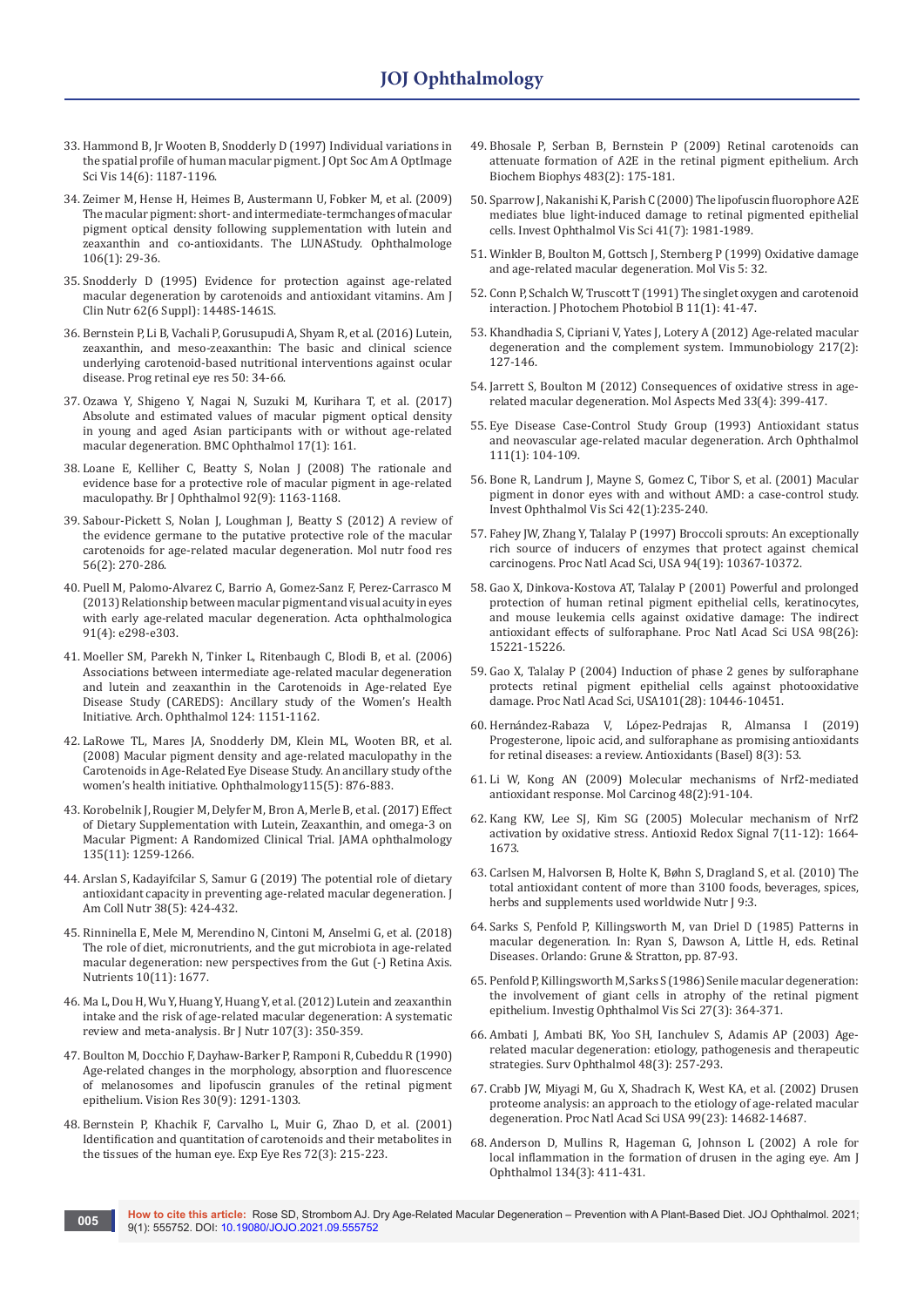33. Hammond B, Jr Wooten B, Snodderly D (1997) Individual variations in the spatial profile of human macular pigment. J Opt Soc Am A OptImage Sci Vis 14(6): 1187-1196.
34. Zeimer M, Hense H, Heimes B, Austermann U, Fobker M, et al. (2009) The macular pigment: short- and intermediate-termchanges of macular pigment optical density following supplementation with lutein and zeaxanthin and co-antioxidants. The LUNAStudy. Ophthalmologe 106(1): 29-36.
35. Snodderly D (1995) Evidence for protection against age-related macular degeneration by carotenoids and antioxidant vitamins. Am J Clin Nutr 62(6 Suppl): 1448S-1461S.
36. Bernstein P, Li B, Vachali P, Gorusupudi A, Shyam R, et al. (2016) Lutein, zeaxanthin, and meso-zeaxanthin: The basic and clinical science underlying carotenoid-based nutritional interventions against ocular disease. Prog retinal eye res 50: 34-66.
37. Ozawa Y, Shigeno Y, Nagai N, Suzuki M, Kurihara T, et al. (2017) Absolute and estimated values of macular pigment optical density in young and aged Asian participants with or without age-related macular degeneration. BMC Ophthalmol 17(1): 161.
38. Loane E, Kelliher C, Beatty S, Nolan J (2008) The rationale and evidence base for a protective role of macular pigment in age-related maculopathy. Br J Ophthalmol 92(9): 1163-1168.
39. Sabour-Pickett S, Nolan J, Loughman J, Beatty S (2012) A review of the evidence germane to the putative protective role of the macular carotenoids for age-related macular degeneration. Mol nutr food res 56(2): 270-286.
40. Puell M, Palomo-Alvarez C, Barrio A, Gomez-Sanz F, Perez-Carrasco M (2013) Relationship between macular pigment and visual acuity in eyes with early age-related macular degeneration. Acta ophthalmologica 91(4): e298-e303.
41. Moeller SM, Parekh N, Tinker L, Ritenbaugh C, Blodi B, et al. (2006) Associations between intermediate age-related macular degeneration and lutein and zeaxanthin in the Carotenoids in Age-related Eye Disease Study (CAREDS): Ancillary study of the Women's Health Initiative. Arch. Ophthalmol 124: 1151-1162.
42. LaRowe TL, Mares JA, Snodderly DM, Klein ML, Wooten BR, et al. (2008) Macular pigment density and age-related maculopathy in the Carotenoids in Age-Related Eye Disease Study. An ancillary study of the women's health initiative. Ophthalmology115(5): 876-883.
43. Korobelnik J, Rougier M, Delyfer M, Bron A, Merle B, et al. (2017) Effect of Dietary Supplementation with Lutein, Zeaxanthin, and omega-3 on Macular Pigment: A Randomized Clinical Trial. JAMA ophthalmology 135(11): 1259-1266.
44. Arslan S, Kadayifcilar S, Samur G (2019) The potential role of dietary antioxidant capacity in preventing age-related macular degeneration. J Am Coll Nutr 38(5): 424-432.
45. Rinninella E, Mele M, Merendino N, Cintoni M, Anselmi G, et al. (2018) The role of diet, micronutrients, and the gut microbiota in age-related macular degeneration: new perspectives from the Gut (-) Retina Axis. Nutrients 10(11): 1677.
46. Ma L, Dou H, Wu Y, Huang Y, Huang Y, et al. (2012) Lutein and zeaxanthin intake and the risk of age-related macular degeneration: A systematic review and meta-analysis. Br J Nutr 107(3): 350-359.
47. Boulton M, Docchio F, Dayhaw-Barker P, Ramponi R, Cubeddu R (1990) Age-related changes in the morphology, absorption and fluorescence of melanosomes and lipofuscin granules of the retinal pigment epithelium. Vision Res 30(9): 1291-1303.
48. Bernstein P, Khachik F, Carvalho L, Muir G, Zhao D, et al. (2001) Identification and quantitation of carotenoids and their metabolites in the tissues of the human eye. Exp Eye Res 72(3): 215-223.
49. Bhosale P, Serban B, Bernstein P (2009) Retinal carotenoids can attenuate formation of A2E in the retinal pigment epithelium. Arch Biochem Biophys 483(2): 175-181.
50. Sparrow J, Nakanishi K, Parish C (2000) The lipofuscin fluorophore A2E mediates blue light-induced damage to retinal pigmented epithelial cells. Invest Ophthalmol Vis Sci 41(7): 1981-1989.
51. Winkler B, Boulton M, Gottsch J, Sternberg P (1999) Oxidative damage and age-related macular degeneration. Mol Vis 5: 32.
52. Conn P, Schalch W, Truscott T (1991) The singlet oxygen and carotenoid interaction. J Photochem Photobiol B 11(1): 41-47.
53. Khandhadia S, Cipriani V, Yates J, Lotery A (2012) Age-related macular degeneration and the complement system. Immunobiology 217(2): 127-146.
54. Jarrett S, Boulton M (2012) Consequences of oxidative stress in age-related macular degeneration. Mol Aspects Med 33(4): 399-417.
55. Eye Disease Case-Control Study Group (1993) Antioxidant status and neovascular age-related macular degeneration. Arch Ophthalmol 111(1): 104-109.
56. Bone R, Landrum J, Mayne S, Gomez C, Tibor S, et al. (2001) Macular pigment in donor eyes with and without AMD: a case-control study. Invest Ophthalmol Vis Sci 42(1):235-240.
57. Fahey JW, Zhang Y, Talalay P (1997) Broccoli sprouts: An exceptionally rich source of inducers of enzymes that protect against chemical carcinogens. Proc Natl Acad Sci, USA 94(19): 10367-10372.
58. Gao X, Dinkova-Kostova AT, Talalay P (2001) Powerful and prolonged protection of human retinal pigment epithelial cells, keratinocytes, and mouse leukemia cells against oxidative damage: The indirect antioxidant effects of sulforaphane. Proc Natl Acad Sci USA 98(26): 15221-15226.
59. Gao X, Talalay P (2004) Induction of phase 2 genes by sulforaphane protects retinal pigment epithelial cells against photooxidative damage. Proc Natl Acad Sci, USA101(28): 10446-10451.
60. Hernández-Rabaza V, López-Pedrajas R, Almansa I (2019) Progesterone, lipoic acid, and sulforaphane as promising antioxidants for retinal diseases: a review. Antioxidants (Basel) 8(3): 53.
61. Li W, Kong AN (2009) Molecular mechanisms of Nrf2-mediated antioxidant response. Mol Carcinog 48(2):91-104.
62. Kang KW, Lee SJ, Kim SG (2005) Molecular mechanism of Nrf2 activation by oxidative stress. Antioxid Redox Signal 7(11-12): 1664-1673.
63. Carlsen M, Halvorsen B, Holte K, Bøhn S, Dragland S, et al. (2010) The total antioxidant content of more than 3100 foods, beverages, spices, herbs and supplements used worldwide Nutr J 9:3.
64. Sarks S, Penfold P, Killingsworth M, van Driel D (1985) Patterns in macular degeneration. In: Ryan S, Dawson A, Little H, eds. Retinal Diseases. Orlando: Grune & Stratton, pp. 87-93.
65. Penfold P, Killingsworth M, Sarks S (1986) Senile macular degeneration: the involvement of giant cells in atrophy of the retinal pigment epithelium. Investig Ophthalmol Vis Sci 27(3): 364-371.
66. Ambati J, Ambati BK, Yoo SH, Ianchulev S, Adamis AP (2003) Age-related macular degeneration: etiology, pathogenesis and therapeutic strategies. Surv Ophthalmol 48(3): 257-293.
67. Crabb JW, Miyagi M, Gu X, Shadrach K, West KA, et al. (2002) Drusen proteome analysis: an approach to the etiology of age-related macular degeneration. Proc Natl Acad Sci USA 99(23): 14682-14687.
68. Anderson D, Mullins R, Hageman G, Johnson L (2002) A role for local inflammation in the formation of drusen in the aging eye. Am J Ophthalmol 134(3): 411-431.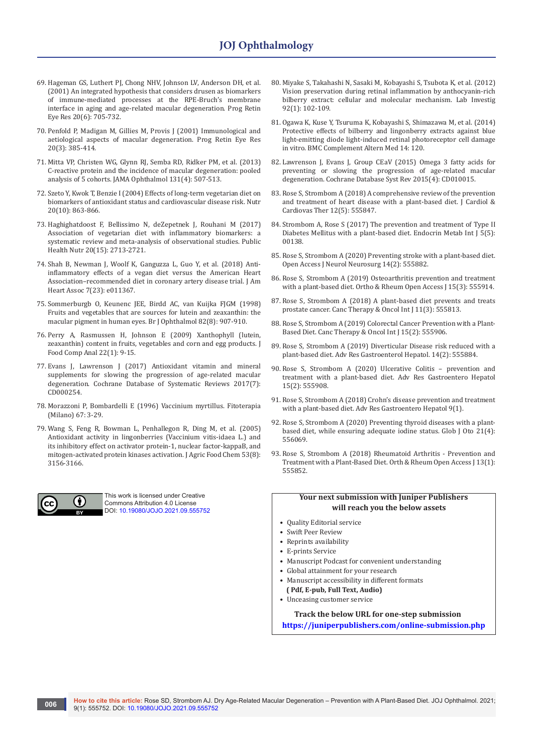69. Hageman GS, Luthert PJ, Chong NHV, Johnson LV, Anderson DH, et al. (2001) An integrated hypothesis that considers drusen as biomarkers of immune-mediated processes at the RPE-Bruch's membrane interface in aging and age-related macular degeneration. Prog Retin Eye Res 20(6): 705-732.

70. Penfold P, Madigan M, Gillies M, Provis J (2001) Immunological and aetiological aspects of macular degeneration. Prog Retin Eye Res 20(3): 385-414.

71. Mitta VP, Christen WG, Glynn RJ, Semba RD, Ridker PM, et al. (2013) C-reactive protein and the incidence of macular degeneration: pooled analysis of 5 cohorts. JAMA Ophthalmol 131(4): 507-513.

72. Szeto Y, Kwok T, Benzie I (2004) Effects of long-term vegetarian diet on biomarkers of antioxidant status and cardiovascular disease risk. Nutr 20(10): 863-866.

73. Haghighatdoost F, Bellissimo N, deZepetnek J, Rouhani M (2017) Association of vegetarian diet with inflammatory biomarkers: a systematic review and meta-analysis of observational studies. Public Health Nutr 20(15): 2713-2721.

74. Shah B, Newman J, Woolf K, Ganguzza L, Guo Y, et al. (2018) Anti-inflammatory effects of a vegan diet versus the American Heart Association–recommended diet in coronary artery disease trial. J Am Heart Assoc 7(23): e011367.

75. Sommerburgb O, Keunenc JEE, Birdd AC, van Kuijka FJGM (1998) Fruits and vegetables that are sources for lutein and zeaxanthin: the macular pigment in human eyes. Br J Ophthalmol 82(8): 907-910.

76. Perry A, Rasmussen H, Johnson E (2009) Xanthophyll (lutein, zeaxanthin) content in fruits, vegetables and corn and egg products. J Food Comp Anal 22(1): 9-15.

77. Evans J, Lawrenson J (2017) Antioxidant vitamin and mineral supplements for slowing the progression of age-related macular degeneration. Cochrane Database of Systematic Reviews 2017(7): CD000254.

78. Morazzoni P, Bombardelli E (1996) Vaccinium myrtillus. Fitoterapia (Milano) 67: 3-29.

79. Wang S, Feng R, Bowman L, Penhallegon R, Ding M, et al. (2005) Antioxidant activity in lingonberries (Vaccinium vitis-idaea L.) and its inhibitory effect on activator protein-1, nuclear factor-kappaB, and mitogen-activated protein kinases activation. J Agric Food Chem 53(8): 3156-3166.

80. Miyake S, Takahashi N, Sasaki M, Kobayashi S, Tsubota K, et al. (2012) Vision preservation during retinal inflammation by anthocyanin-rich bilberry extract: cellular and molecular mechanism. Lab Investig 92(1): 102-109.

81. Ogawa K, Kuse Y, Tsuruma K, Kobayashi S, Shimazawa M, et al. (2014) Protective effects of bilberry and lingonberry extracts against blue light-emitting diode light-induced retinal photoreceptor cell damage in vitro. BMC Complement Altern Med 14: 120.

82. Lawrenson J, Evans J, Group CEaV (2015) Omega 3 fatty acids for preventing or slowing the progression of age-related macular degeneration. Cochrane Database Syst Rev 2015(4): CD010015.

83. Rose S, Strombom A (2018) A comprehensive review of the prevention and treatment of heart disease with a plant-based diet. J Cardiol & Cardiovas Ther 12(5): 555847.

84. Strombom A, Rose S (2017) The prevention and treatment of Type II Diabetes Mellitus with a plant-based diet. Endocrin Metab Int J 5(5): 00138.

85. Rose S, Strombom A (2020) Preventing stroke with a plant-based diet. Open Access J Neurol Neurosurg 14(2): 555882.

86. Rose S, Strombom A (2019) Osteoarthritis prevention and treatment with a plant-based diet. Ortho & Rheum Open Access J 15(3): 555914.

87. Rose S, Strombom A (2018) A plant-based diet prevents and treats prostate cancer. Canc Therapy & Oncol Int J 11(3): 555813.

88. Rose S, Strombom A (2019) Colorectal Cancer Prevention with a Plant-Based Diet. Canc Therapy & Oncol Int J 15(2): 555906.

89. Rose S, Strombom A (2019) Diverticular Disease risk reduced with a plant-based diet. Adv Res Gastroenterol Hepatol. 14(2): 555884.

90. Rose S, Strombom A (2020) Ulcerative Colitis – prevention and treatment with a plant-based diet. Adv Res Gastroentero Hepatol 15(2): 555908.

91. Rose S, Strombom A (2018) Crohn's disease prevention and treatment with a plant-based diet. Adv Res Gastroentero Hepatol 9(1).

92. Rose S, Strombom A (2020) Preventing thyroid diseases with a plant-based diet, while ensuring adequate iodine status. Glob J Oto 21(4): 556069.

93. Rose S, Strombom A (2018) Rheumatoid Arthritis - Prevention and Treatment with a Plant-Based Diet. Orth & Rheum Open Access J 13(1): 555852.

This work is licensed under Creative Commons Attribution 4.0 License
DOI: 10.19080/JOJO.2021.09.555752

**Your next submission with Juniper Publishers will reach you the below assets**

- Quality Editorial service
- Swift Peer Review
- Reprints availability
- E-prints Service
- Manuscript Podcast for convenient understanding
- Global attainment for your research
- Manuscript accessibility in different formats
  **( Pdf, E-pub, Full Text, Audio)**
- Unceasing customer service

**Track the below URL for one-step submission**
**https://juniperpublishers.com/online-submission.php**

**How to cite this article:** Rose SD, Strombom AJ. Dry Age-Related Macular Degeneration – Prevention with A Plant-Based Diet. JOJ Ophthalmol. 2021; 9(1): 555752. DOI: 10.19080/JOJO.2021.09.555752